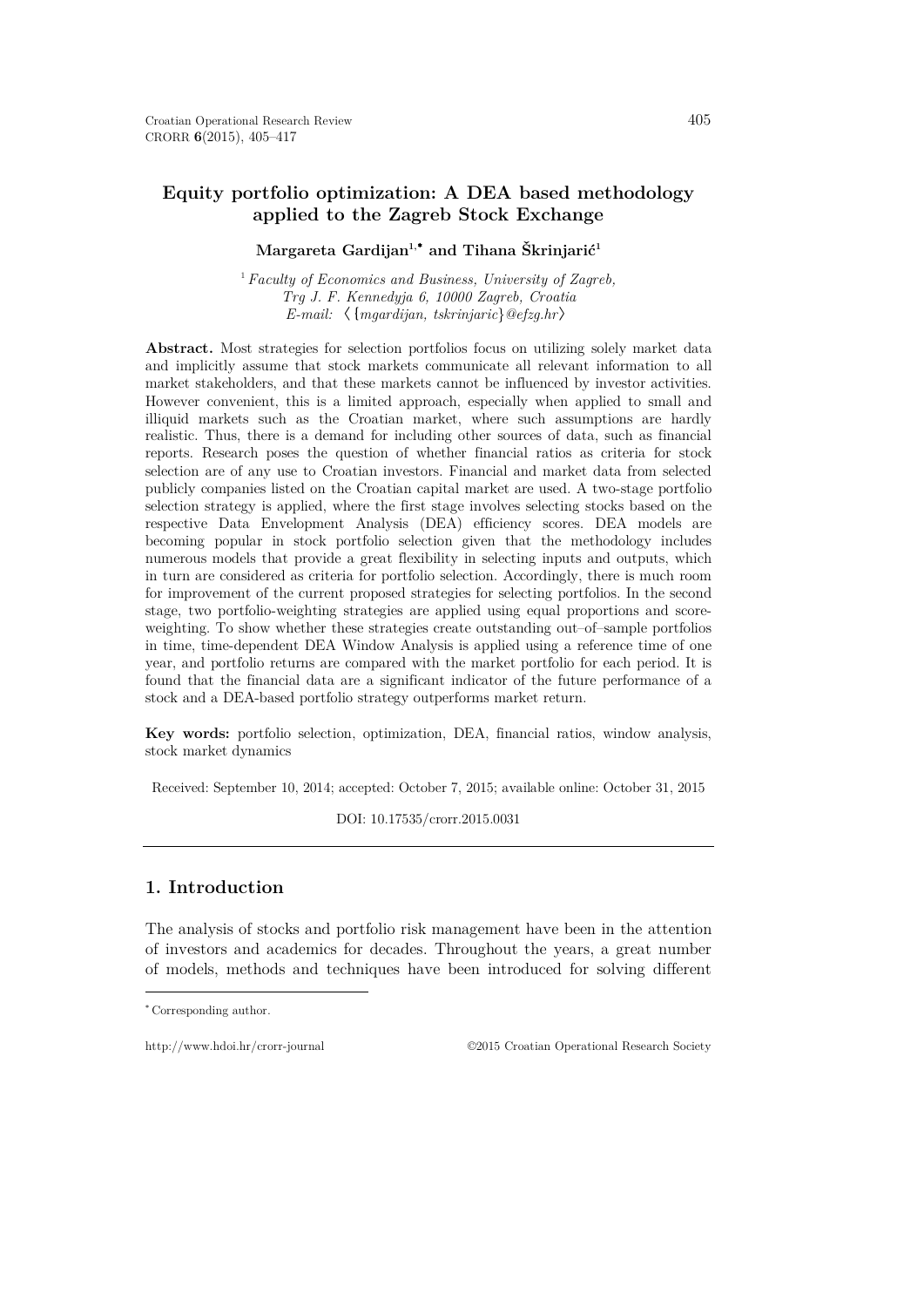# Equity portfolio optimization: A DEA based methodology applied to the Zagreb Stock Exchange

**Margareta Gardijan[1,*] and Tihana Škrinjarić[1]**

[1] *Faculty of Economics and Business, University of Zagreb, Trg J. F. Kennedyja 6, 10000 Zagreb, Croatia*
*E-mail:* ⟨{*mgardijan, tskrinjaric*}*@efzg.hr*⟩

**Abstract.** Most strategies for selection portfolios focus on utilizing solely market data and implicitly assume that stock markets communicate all relevant information to all market stakeholders, and that these markets cannot be influenced by investor activities. However convenient, this is a limited approach, especially when applied to small and illiquid markets such as the Croatian market, where such assumptions are hardly realistic. Thus, there is a demand for including other sources of data, such as financial reports. Research poses the question of whether financial ratios as criteria for stock selection are of any use to Croatian investors. Financial and market data from selected publicly companies listed on the Croatian capital market are used. A two-stage portfolio selection strategy is applied, where the first stage involves selecting stocks based on the respective Data Envelopment Analysis (DEA) efficiency scores. DEA models are becoming popular in stock portfolio selection given that the methodology includes numerous models that provide a great flexibility in selecting inputs and outputs, which in turn are considered as criteria for portfolio selection. Accordingly, there is much room for improvement of the current proposed strategies for selecting portfolios. In the second stage, two portfolio-weighting strategies are applied using equal proportions and score-weighting. To show whether these strategies create outstanding out–of–sample portfolios in time, time-dependent DEA Window Analysis is applied using a reference time of one year, and portfolio returns are compared with the market portfolio for each period. It is found that the financial data are a significant indicator of the future performance of a stock and a DEA-based portfolio strategy outperforms market return.

**Key words:** portfolio selection, optimization, DEA, financial ratios, window analysis, stock market dynamics

Received: September 10, 2014; accepted: October 7, 2015; available online: October 31, 2015

DOI: 10.17535/crorr.2015.0031

## 1. Introduction

The analysis of stocks and portfolio risk management have been in the attention of investors and academics for decades. Throughout the years, a great number of models, methods and techniques have been introduced for solving different

[*] Corresponding author.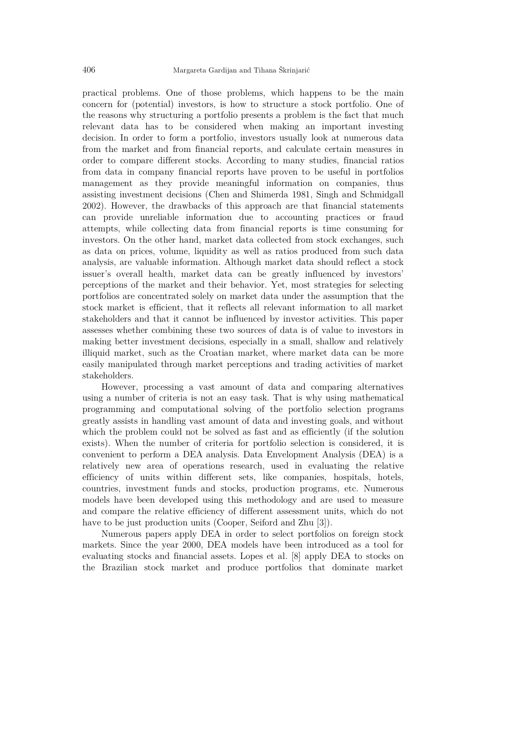practical problems. One of those problems, which happens to be the main concern for (potential) investors, is how to structure a stock portfolio. One of the reasons why structuring a portfolio presents a problem is the fact that much relevant data has to be considered when making an important investing decision. In order to form a portfolio, investors usually look at numerous data from the market and from financial reports, and calculate certain measures in order to compare different stocks. According to many studies, financial ratios from data in company financial reports have proven to be useful in portfolios management as they provide meaningful information on companies, thus assisting investment decisions (Chen and Shimerda 1981, Singh and Schmidgall 2002). However, the drawbacks of this approach are that financial statements can provide unreliable information due to accounting practices or fraud attempts, while collecting data from financial reports is time consuming for investors. On the other hand, market data collected from stock exchanges, such as data on prices, volume, liquidity as well as ratios produced from such data analysis, are valuable information. Although market data should reflect a stock issuer's overall health, market data can be greatly influenced by investors' perceptions of the market and their behavior. Yet, most strategies for selecting portfolios are concentrated solely on market data under the assumption that the stock market is efficient, that it reflects all relevant information to all market stakeholders and that it cannot be influenced by investor activities. This paper assesses whether combining these two sources of data is of value to investors in making better investment decisions, especially in a small, shallow and relatively illiquid market, such as the Croatian market, where market data can be more easily manipulated through market perceptions and trading activities of market stakeholders.

However, processing a vast amount of data and comparing alternatives using a number of criteria is not an easy task. That is why using mathematical programming and computational solving of the portfolio selection programs greatly assists in handling vast amount of data and investing goals, and without which the problem could not be solved as fast and as efficiently (if the solution exists). When the number of criteria for portfolio selection is considered, it is convenient to perform a DEA analysis. Data Envelopment Analysis (DEA) is a relatively new area of operations research, used in evaluating the relative efficiency of units within different sets, like companies, hospitals, hotels, countries, investment funds and stocks, production programs, etc. Numerous models have been developed using this methodology and are used to measure and compare the relative efficiency of different assessment units, which do not have to be just production units (Cooper, Seiford and Zhu [3]).

Numerous papers apply DEA in order to select portfolios on foreign stock markets. Since the year 2000, DEA models have been introduced as a tool for evaluating stocks and financial assets. Lopes et al. [8] apply DEA to stocks on the Brazilian stock market and produce portfolios that dominate market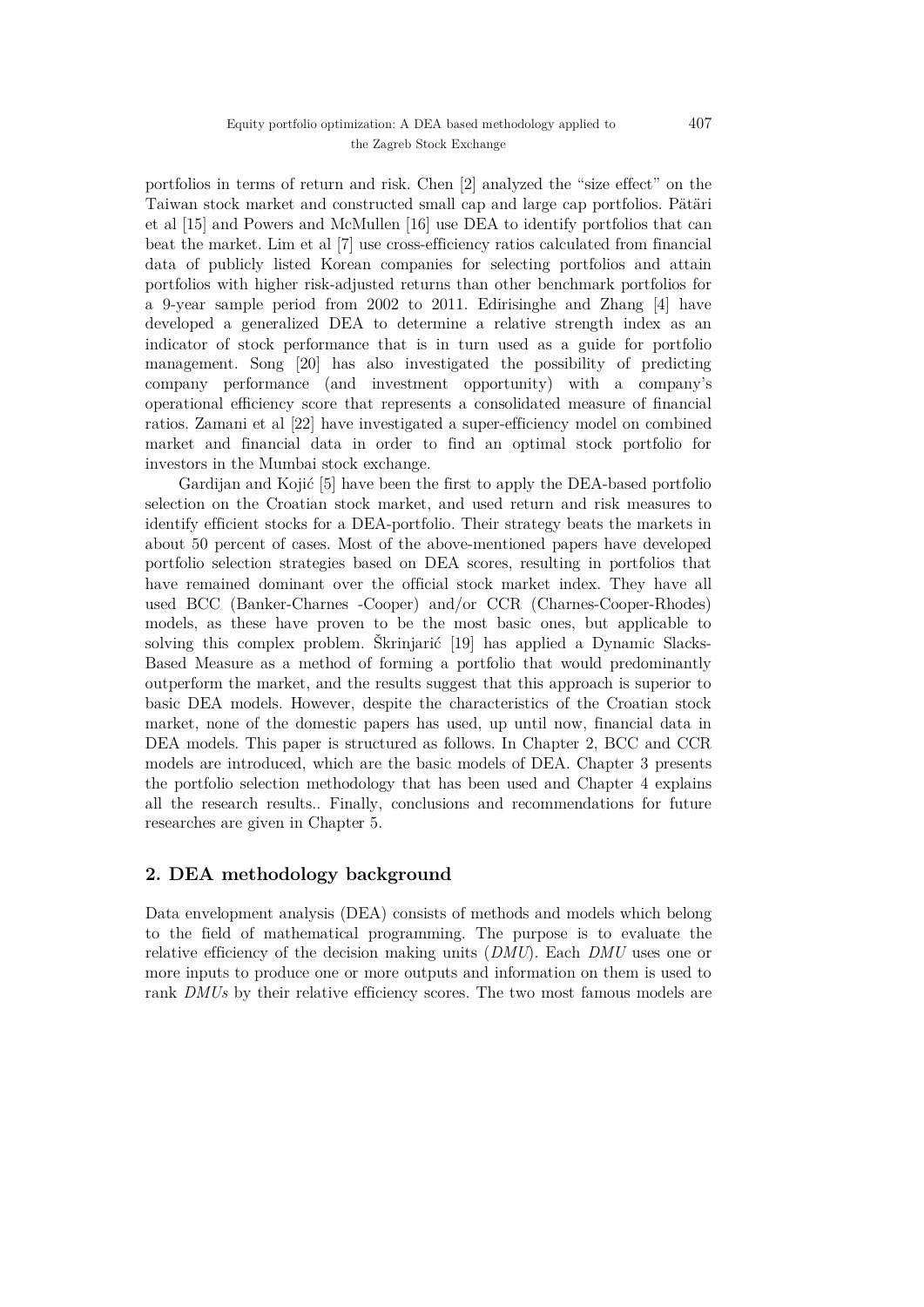portfolios in terms of return and risk. Chen [2] analyzed the "size effect" on the Taiwan stock market and constructed small cap and large cap portfolios. Pätäri et al [15] and Powers and McMullen [16] use DEA to identify portfolios that can beat the market. Lim et al [7] use cross-efficiency ratios calculated from financial data of publicly listed Korean companies for selecting portfolios and attain portfolios with higher risk-adjusted returns than other benchmark portfolios for a 9-year sample period from 2002 to 2011. Edirisinghe and Zhang [4] have developed a generalized DEA to determine a relative strength index as an indicator of stock performance that is in turn used as a guide for portfolio management. Song [20] has also investigated the possibility of predicting company performance (and investment opportunity) with a company's operational efficiency score that represents a consolidated measure of financial ratios. Zamani et al [22] have investigated a super-efficiency model on combined market and financial data in order to find an optimal stock portfolio for investors in the Mumbai stock exchange.

Gardijan and Kojić [5] have been the first to apply the DEA-based portfolio selection on the Croatian stock market, and used return and risk measures to identify efficient stocks for a DEA-portfolio. Their strategy beats the markets in about 50 percent of cases. Most of the above-mentioned papers have developed portfolio selection strategies based on DEA scores, resulting in portfolios that have remained dominant over the official stock market index. They have all used BCC (Banker-Charnes -Cooper) and/or CCR (Charnes-Cooper-Rhodes) models, as these have proven to be the most basic ones, but applicable to solving this complex problem. Škrinjarić [19] has applied a Dynamic Slacks-Based Measure as a method of forming a portfolio that would predominantly outperform the market, and the results suggest that this approach is superior to basic DEA models. However, despite the characteristics of the Croatian stock market, none of the domestic papers has used, up until now, financial data in DEA models. This paper is structured as follows. In Chapter 2, BCC and CCR models are introduced, which are the basic models of DEA. Chapter 3 presents the portfolio selection methodology that has been used and Chapter 4 explains all the research results.. Finally, conclusions and recommendations for future researches are given in Chapter 5.

## 2. DEA methodology background

Data envelopment analysis (DEA) consists of methods and models which belong to the field of mathematical programming. The purpose is to evaluate the relative efficiency of the decision making units (*DMU*). Each *DMU* uses one or more inputs to produce one or more outputs and information on them is used to rank *DMUs* by their relative efficiency scores. The two most famous models are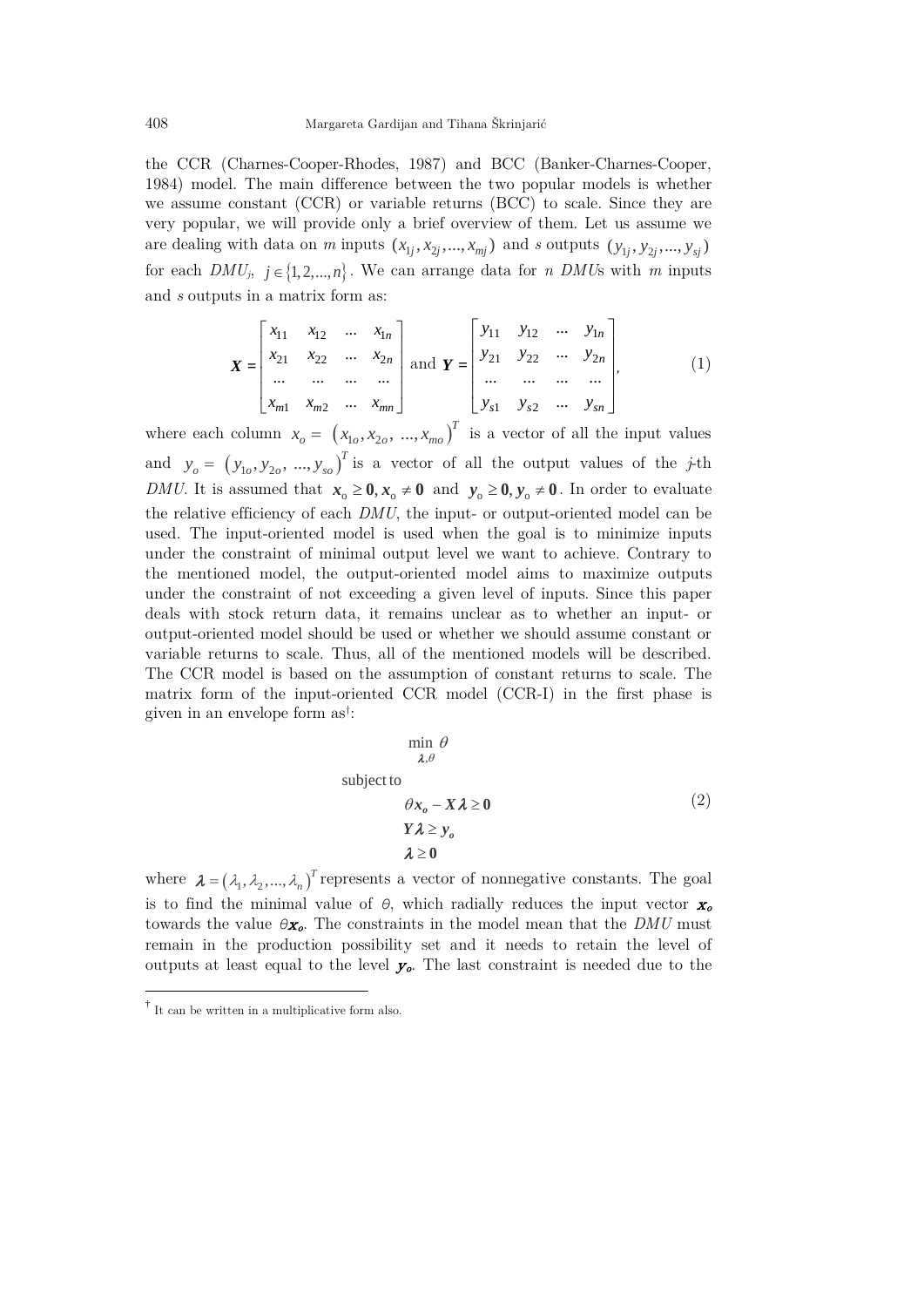the CCR (Charnes-Cooper-Rhodes, 1987) and BCC (Banker-Charnes-Cooper, 1984) model. The main difference between the two popular models is whether we assume constant (CCR) or variable returns (BCC) to scale. Since they are very popular, we will provide only a brief overview of them. Let us assume we are dealing with data on $m$ inputs $(x_{1j}, x_{2j}, ..., x_{mj})$ and $s$ outputs $(y_{1j}, y_{2j}, ..., y_{sj})$ for each $DMU_j$, $j \in \{1, 2, ..., n\}$. We can arrange data for $n$ $DMU$s with $m$ inputs and $s$ outputs in a matrix form as:

$$
\boldsymbol{X} = \begin{bmatrix} x_{11} & x_{12} & \dots & x_{1n} \\ x_{21} & x_{22} & \dots & x_{2n} \\ \dots & \dots & \dots & \dots \\ x_{m1} & x_{m2} & \dots & x_{mn} \end{bmatrix} \text{ and } \boldsymbol{Y} = \begin{bmatrix} y_{11} & y_{12} & \dots & y_{1n} \\ y_{21} & y_{22} & \dots & y_{2n} \\ \dots & \dots & \dots & \dots \\ y_{s1} & y_{s2} & \dots & y_{sn} \end{bmatrix}, \tag{1}
$$

where each column $x_o = (x_{1o}, x_{2o}, ..., x_{mo})^T$ is a vector of all the input values and $y_o = (y_{1o}, y_{2o}, ..., y_{so})^T$ is a vector of all the output values of the $j$-th $DMU$. It is assumed that $\boldsymbol{x}_o \geq \boldsymbol{0}, \boldsymbol{x}_o \neq \boldsymbol{0}$ and $\boldsymbol{y}_o \geq \boldsymbol{0}, \boldsymbol{y}_o \neq \boldsymbol{0}$. In order to evaluate the relative efficiency of each $DMU$, the input- or output-oriented model can be used. The input-oriented model is used when the goal is to minimize inputs under the constraint of minimal output level we want to achieve. Contrary to the mentioned model, the output-oriented model aims to maximize outputs under the constraint of not exceeding a given level of inputs. Since this paper deals with stock return data, it remains unclear as to whether an input- or output-oriented model should be used or whether we should assume constant or variable returns to scale. Thus, all of the mentioned models will be described. The CCR model is based on the assumption of constant returns to scale. The matrix form of the input-oriented CCR model (CCR-I) in the first phase is given in an envelope form as[†]:

$$
\begin{aligned}
&\min_{\boldsymbol{\lambda}, \theta} \ \theta \\
&\text{subject to} \\
&\qquad \theta \boldsymbol{x_o} - \boldsymbol{X\lambda} \geq \boldsymbol{0} \\
&\qquad \boldsymbol{Y\lambda} \geq \boldsymbol{y_o} \\
&\qquad \boldsymbol{\lambda} \geq \boldsymbol{0}
\end{aligned} \tag{2}
$$

where $\boldsymbol{\lambda} = (\lambda_1, \lambda_2, ..., \lambda_n)^T$ represents a vector of nonnegative constants. The goal is to find the minimal value of $\theta$, which radially reduces the input vector $\boldsymbol{x_o}$ towards the value $\theta \boldsymbol{x_o}$. The constraints in the model mean that the $DMU$ must remain in the production possibility set and it needs to retain the level of outputs at least equal to the level $\boldsymbol{y_o}$. The last constraint is needed due to the

[†] It can be written in a multiplicative form also.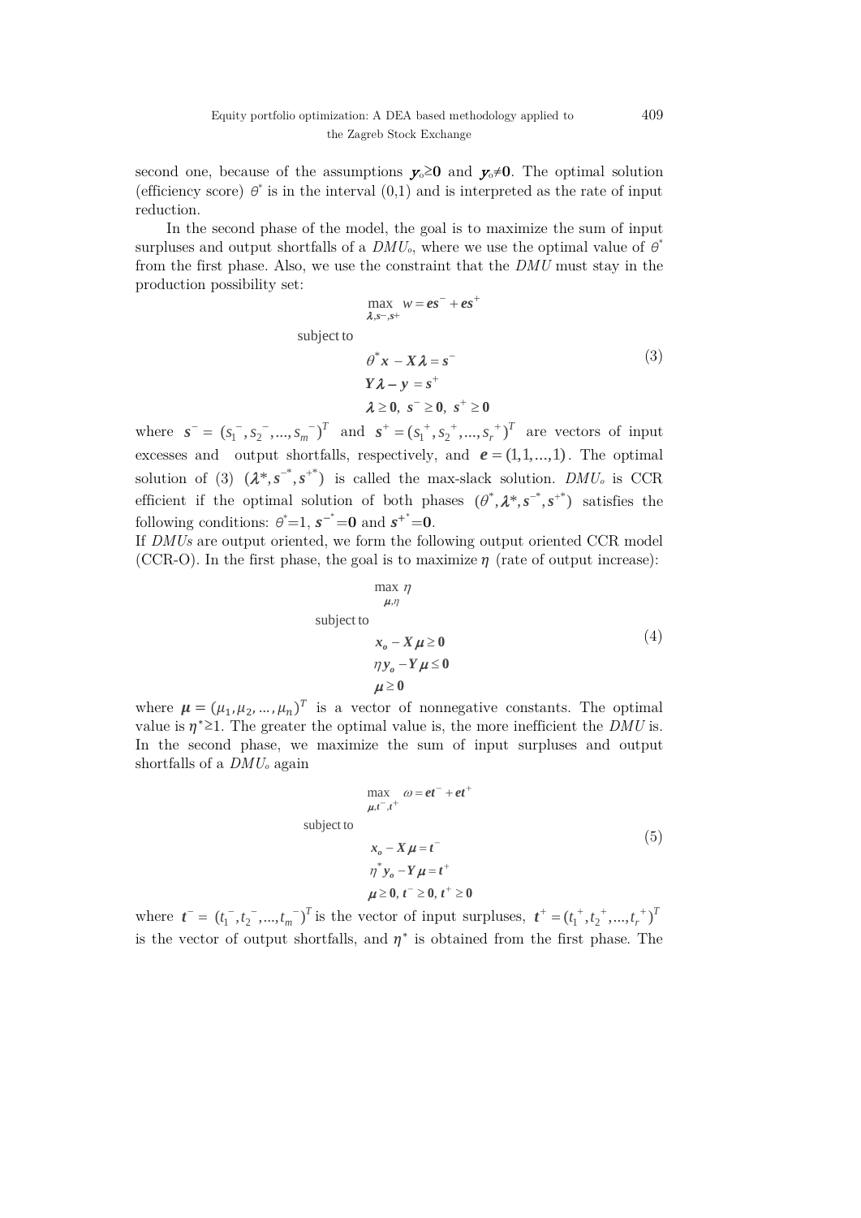second one, because of the assumptions $\boldsymbol{y}_o \geq \mathbf{0}$ and $\boldsymbol{y}_o \neq \mathbf{0}$. The optimal solution (efficiency score) $\theta^*$ is in the interval (0,1) and is interpreted as the rate of input reduction.

In the second phase of the model, the goal is to maximize the sum of input surpluses and output shortfalls of a $DMU_o$, where we use the optimal value of $\theta^*$ from the first phase. Also, we use the constraint that the $DMU$ must stay in the production possibility set:

$$
\begin{aligned}
&\max_{\boldsymbol{\lambda}, \boldsymbol{s}^-, \boldsymbol{s}^+} \quad w = \boldsymbol{e}\boldsymbol{s}^- + \boldsymbol{e}\boldsymbol{s}^+ \\
&\text{subject to} \\
&\qquad \theta^* \boldsymbol{x} - \boldsymbol{X}\boldsymbol{\lambda} = \boldsymbol{s}^- \\
&\qquad \boldsymbol{Y}\boldsymbol{\lambda} - \boldsymbol{y} = \boldsymbol{s}^+ \\
&\qquad \boldsymbol{\lambda} \geq \mathbf{0}, \; \boldsymbol{s}^- \geq \mathbf{0}, \; \boldsymbol{s}^+ \geq \mathbf{0}
\end{aligned}
\tag{3}
$$

where $\boldsymbol{s}^- = (s_1^-, s_2^-, \ldots, s_m^-)^T$ and $\boldsymbol{s}^+ = (s_1^+, s_2^+, \ldots, s_r^+)^T$ are vectors of input excesses and output shortfalls, respectively, and $\boldsymbol{e} = (1, 1, \ldots, 1)$. The optimal solution of (3) $(\boldsymbol{\lambda}^*, \boldsymbol{s}^{-*}, \boldsymbol{s}^{+*})$ is called the max-slack solution. $DMU_o$ is CCR efficient if the optimal solution of both phases $(\theta^*, \boldsymbol{\lambda}^*, \boldsymbol{s}^{-*}, \boldsymbol{s}^{+*})$ satisfies the following conditions: $\theta^*=1$, $\boldsymbol{s}^{-*}=\mathbf{0}$ and $\boldsymbol{s}^{+*}=\mathbf{0}$.

If *DMUs* are output oriented, we form the following output oriented CCR model (CCR-O). In the first phase, the goal is to maximize $\eta$ (rate of output increase):

$$
\begin{aligned}
&\max_{\boldsymbol{\mu}, \eta} \; \eta \\
&\text{subject to} \\
&\qquad \boldsymbol{x}_o - \boldsymbol{X}\boldsymbol{\mu} \geq \mathbf{0} \\
&\qquad \eta \boldsymbol{y}_o - \boldsymbol{Y}\boldsymbol{\mu} \leq \mathbf{0} \\
&\qquad \boldsymbol{\mu} \geq \mathbf{0}
\end{aligned}
\tag{4}
$$

where $\boldsymbol{\mu} = (\mu_1, \mu_2, \ldots, \mu_n)^T$ is a vector of nonnegative constants. The optimal value is $\eta^* \geq 1$. The greater the optimal value is, the more inefficient the $DMU$ is. In the second phase, we maximize the sum of input surpluses and output shortfalls of a $DMU_o$ again

$$
\begin{aligned}
&\max_{\boldsymbol{\mu}, \boldsymbol{t}^-, \boldsymbol{t}^+} \quad \omega = \boldsymbol{e}\boldsymbol{t}^- + \boldsymbol{e}\boldsymbol{t}^+ \\
&\text{subject to} \\
&\qquad \boldsymbol{x}_o - \boldsymbol{X}\boldsymbol{\mu} = \boldsymbol{t}^- \\
&\qquad \eta^* \boldsymbol{y}_o - \boldsymbol{Y}\boldsymbol{\mu} = \boldsymbol{t}^+ \\
&\qquad \boldsymbol{\mu} \geq \mathbf{0}, \; \boldsymbol{t}^- \geq \mathbf{0}, \; \boldsymbol{t}^+ \geq \mathbf{0}
\end{aligned}
\tag{5}
$$

where $\boldsymbol{t}^- = (t_1^-, t_2^-, \ldots, t_m^-)^T$ is the vector of input surpluses, $\boldsymbol{t}^+ = (t_1^+, t_2^+, \ldots, t_r^+)^T$ is the vector of output shortfalls, and $\eta^*$ is obtained from the first phase. The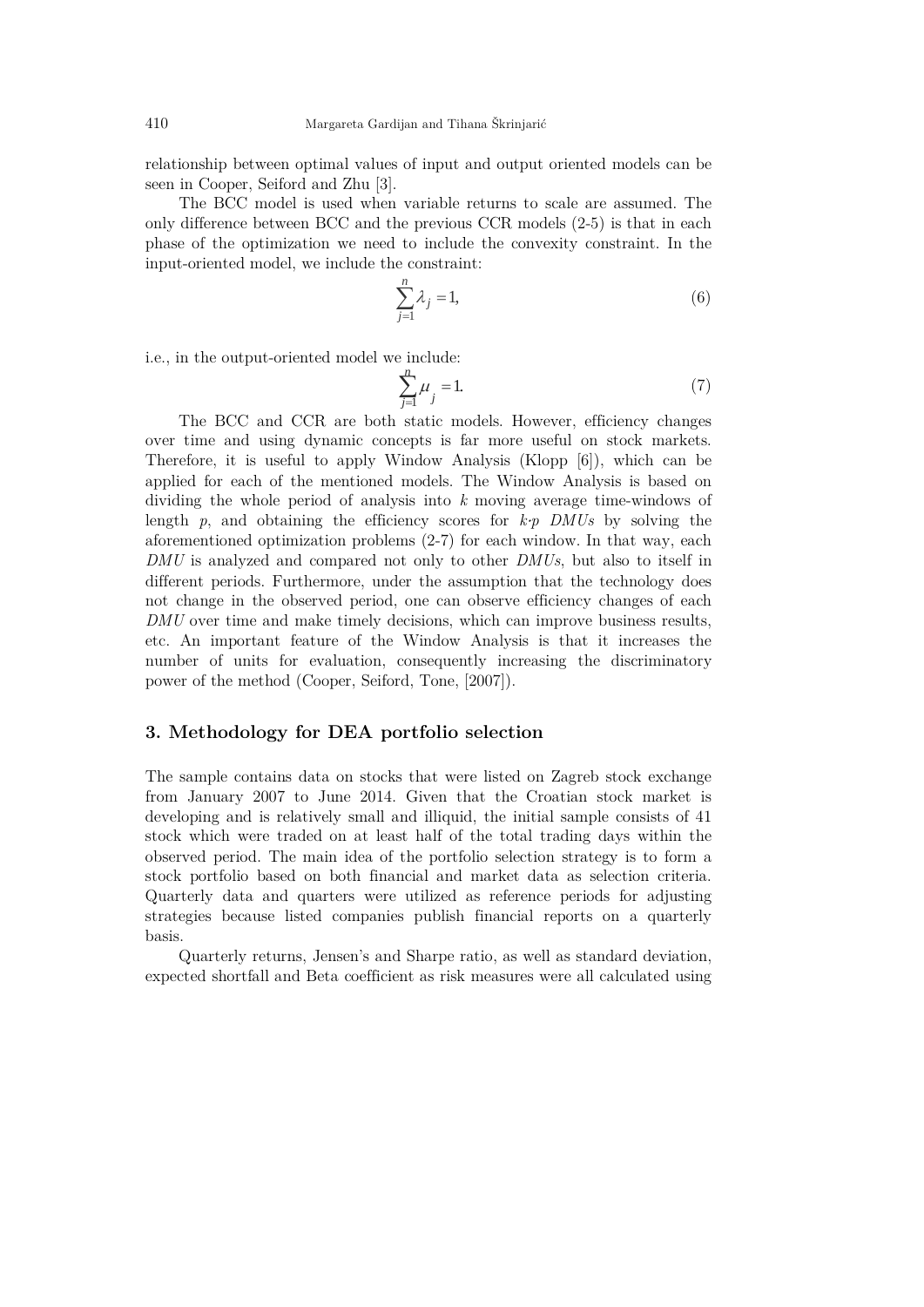relationship between optimal values of input and output oriented models can be seen in Cooper, Seiford and Zhu [3].

The BCC model is used when variable returns to scale are assumed. The only difference between BCC and the previous CCR models (2-5) is that in each phase of the optimization we need to include the convexity constraint. In the input-oriented model, we include the constraint:

$$\sum_{j=1}^{n} \lambda_j = 1, \tag{6}$$

i.e., in the output-oriented model we include:

$$\sum_{j=1}^{n} \mu_j = 1. \tag{7}$$

The BCC and CCR are both static models. However, efficiency changes over time and using dynamic concepts is far more useful on stock markets. Therefore, it is useful to apply Window Analysis (Klopp [6]), which can be applied for each of the mentioned models. The Window Analysis is based on dividing the whole period of analysis into $k$ moving average time-windows of length $p$, and obtaining the efficiency scores for $k \cdot p$ *DMUs* by solving the aforementioned optimization problems (2-7) for each window. In that way, each *DMU* is analyzed and compared not only to other *DMUs*, but also to itself in different periods. Furthermore, under the assumption that the technology does not change in the observed period, one can observe efficiency changes of each *DMU* over time and make timely decisions, which can improve business results, etc. An important feature of the Window Analysis is that it increases the number of units for evaluation, consequently increasing the discriminatory power of the method (Cooper, Seiford, Tone, [2007]).

## 3. Methodology for DEA portfolio selection

The sample contains data on stocks that were listed on Zagreb stock exchange from January 2007 to June 2014. Given that the Croatian stock market is developing and is relatively small and illiquid, the initial sample consists of 41 stock which were traded on at least half of the total trading days within the observed period. The main idea of the portfolio selection strategy is to form a stock portfolio based on both financial and market data as selection criteria. Quarterly data and quarters were utilized as reference periods for adjusting strategies because listed companies publish financial reports on a quarterly basis.

Quarterly returns, Jensen's and Sharpe ratio, as well as standard deviation, expected shortfall and Beta coefficient as risk measures were all calculated using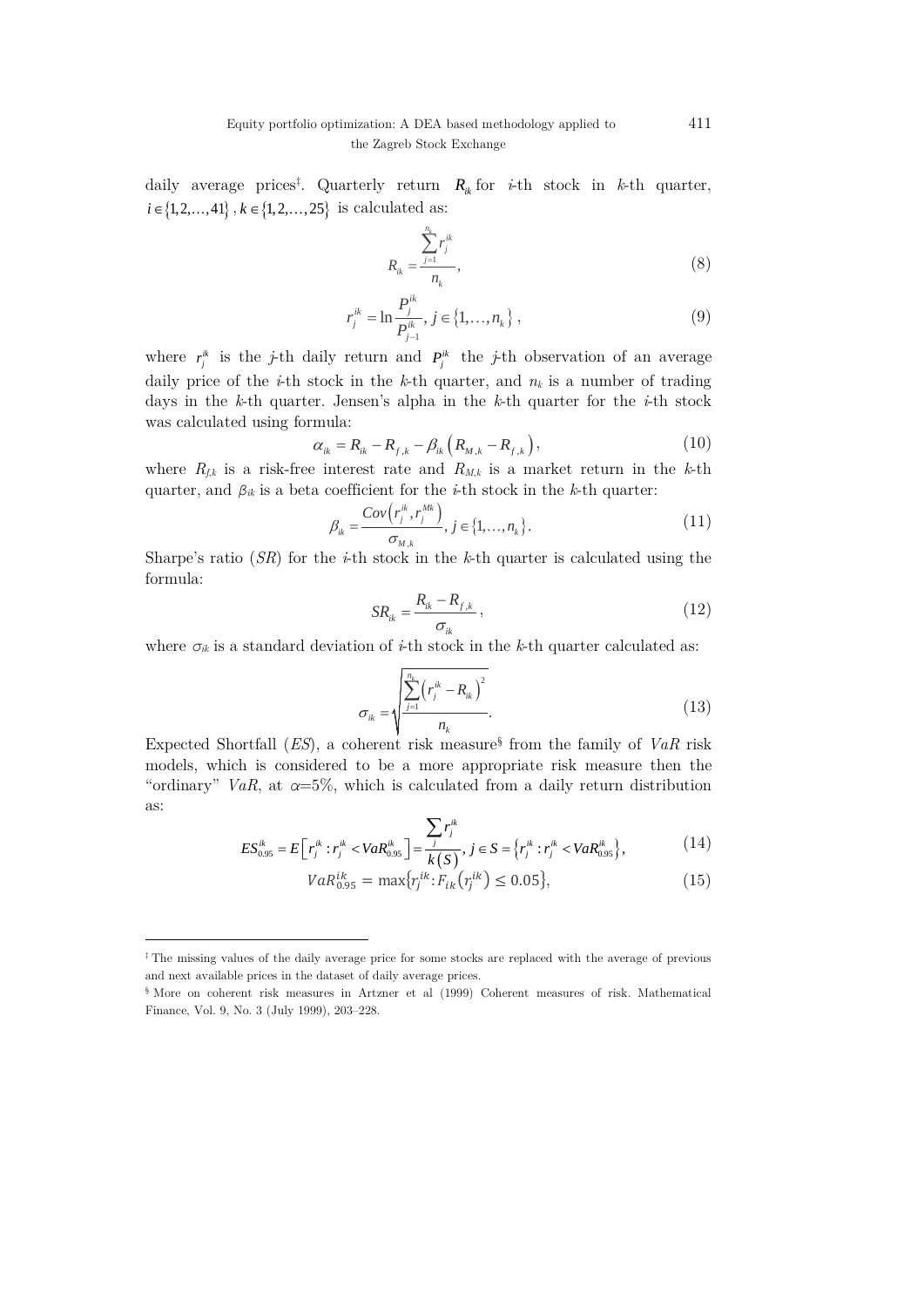daily average prices[‡]. Quarterly return $R_{ik}$ for $i$-th stock in $k$-th quarter, $i \in \{1, 2, \ldots, 41\}$, $k \in \{1, 2, \ldots, 25\}$ is calculated as:

$$R_{ik} = \frac{\sum_{j=1}^{n_k} r_j^{ik}}{n_k}, \tag{8}$$

$$r_j^{ik} = \ln \frac{P_j^{ik}}{P_{j-1}^{ik}}, \; j \in \{1, \ldots, n_k\}, \tag{9}$$

where $r_j^{ik}$ is the $j$-th daily return and $P_j^{ik}$ the $j$-th observation of an average daily price of the $i$-th stock in the $k$-th quarter, and $n_k$ is a number of trading days in the $k$-th quarter. Jensen's alpha in the $k$-th quarter for the $i$-th stock was calculated using formula:

$$\alpha_{ik} = R_{ik} - R_{f,k} - \beta_{ik}\left(R_{M,k} - R_{f,k}\right), \tag{10}$$

where $R_{f,k}$ is a risk-free interest rate and $R_{M,k}$ is a market return in the $k$-th quarter, and $\beta_{ik}$ is a beta coefficient for the $i$-th stock in the $k$-th quarter:

$$\beta_{ik} = \frac{Cov\left(r_j^{ik}, r_j^{Mk}\right)}{\sigma_{M,k}}, \; j \in \{1, \ldots, n_k\}. \tag{11}$$

Sharpe's ratio ($SR$) for the $i$-th stock in the $k$-th quarter is calculated using the formula:

$$SR_{ik} = \frac{R_{ik} - R_{f,k}}{\sigma_{ik}}, \tag{12}$$

where $\sigma_{ik}$ is a standard deviation of $i$-th stock in the $k$-th quarter calculated as:

$$\sigma_{ik} = \sqrt{\frac{\sum_{j=1}^{n_k} \left(r_j^{ik} - R_{ik}\right)^2}{n_k}}. \tag{13}$$

Expected Shortfall ($ES$), a coherent risk measure[§] from the family of $VaR$ risk models, which is considered to be a more appropriate risk measure then the "ordinary" $VaR$, at $\alpha$=5%, which is calculated from a daily return distribution as:

$$ES_{0.95}^{ik} = E\left[r_j^{ik} : r_j^{ik} < VaR_{0.95}^{ik}\right] = \frac{\sum_j r_j^{ik}}{k(S)}, \; j \in S = \left\{r_j^{ik} : r_j^{ik} < VaR_{0.95}^{ik}\right\}, \tag{14}$$

$$VaR_{0.95}^{ik} = \max\left\{r_j^{ik} : F_{ik}\left(r_j^{ik}\right) \leq 0.05\right\}, \tag{15}$$

---

[‡] The missing values of the daily average price for some stocks are replaced with the average of previous and next available prices in the dataset of daily average prices.

[§] More on coherent risk measures in Artzner et al (1999) Coherent measures of risk. Mathematical Finance, Vol. 9, No. 3 (July 1999), 203–228.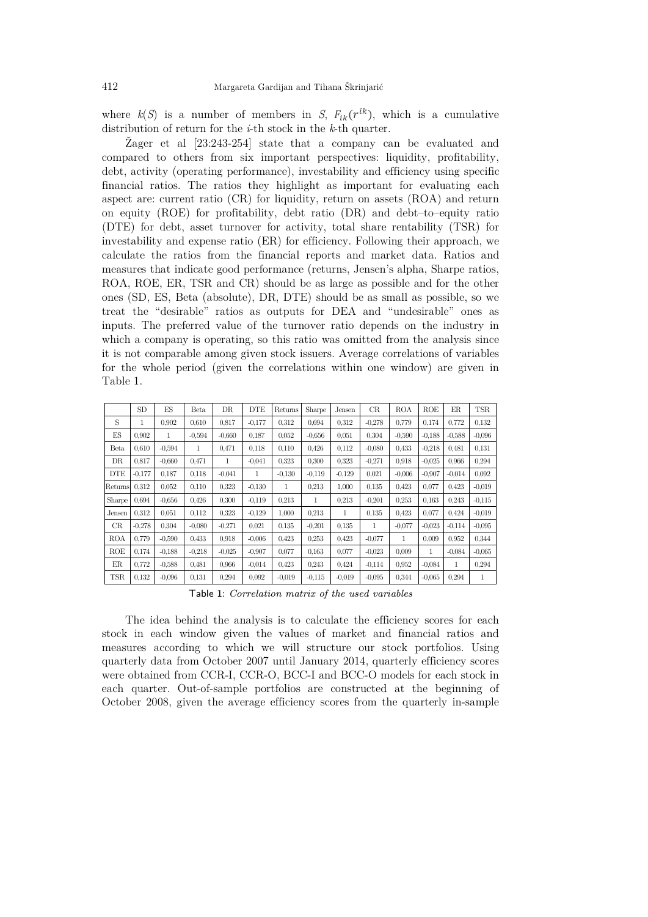where $k(S)$ is a number of members in $S$, $F_{ik}(r^{ik})$, which is a cumulative distribution of return for the $i$-th stock in the $k$-th quarter.

Žager et al [23:243-254] state that a company can be evaluated and compared to others from six important perspectives: liquidity, profitability, debt, activity (operating performance), investability and efficiency using specific financial ratios. The ratios they highlight as important for evaluating each aspect are: current ratio (CR) for liquidity, return on assets (ROA) and return on equity (ROE) for profitability, debt ratio (DR) and debt–to–equity ratio (DTE) for debt, asset turnover for activity, total share rentability (TSR) for investability and expense ratio (ER) for efficiency. Following their approach, we calculate the ratios from the financial reports and market data. Ratios and measures that indicate good performance (returns, Jensen's alpha, Sharpe ratios, ROA, ROE, ER, TSR and CR) should be as large as possible and for the other ones (SD, ES, Beta (absolute), DR, DTE) should be as small as possible, so we treat the "desirable" ratios as outputs for DEA and "undesirable" ones as inputs. The preferred value of the turnover ratio depends on the industry in which a company is operating, so this ratio was omitted from the analysis since it is not comparable among given stock issuers. Average correlations of variables for the whole period (given the correlations within one window) are given in Table 1.

| | SD | ES | Beta | DR | DTE | Returns | Sharpe | Jensen | CR | ROA | ROE | ER | TSR |
|---|---|---|---|---|---|---|---|---|---|---|---|---|---|
| S | 1 | 0,902 | 0,610 | 0,817 | -0,177 | 0,312 | 0,694 | 0,312 | -0,278 | 0,779 | 0,174 | 0,772 | 0,132 |
| ES | 0,902 | 1 | -0,594 | -0,660 | 0,187 | 0,052 | -0,656 | 0,051 | 0,304 | -0,590 | -0,188 | -0,588 | -0,096 |
| Beta | 0,610 | -0,594 | 1 | 0,471 | 0,118 | 0,110 | 0,426 | 0,112 | -0,080 | 0,433 | -0,218 | 0,481 | 0,131 |
| DR | 0,817 | -0,660 | 0,471 | 1 | -0,041 | 0,323 | 0,300 | 0,323 | -0,271 | 0,918 | -0,025 | 0,966 | 0,294 |
| DTE | -0,177 | 0,187 | 0,118 | -0,041 | 1 | -0,130 | -0,119 | -0,129 | 0,021 | -0,006 | -0,907 | -0,014 | 0,092 |
| Returns | 0,312 | 0,052 | 0,110 | 0,323 | -0,130 | 1 | 0,213 | 1,000 | 0,135 | 0,423 | 0,077 | 0,423 | -0,019 |
| Sharpe | 0,694 | -0,656 | 0,426 | 0,300 | -0,119 | 0,213 | 1 | 0,213 | -0,201 | 0,253 | 0,163 | 0,243 | -0,115 |
| Jensen | 0,312 | 0,051 | 0,112 | 0,323 | -0,129 | 1,000 | 0,213 | 1 | 0,135 | 0,423 | 0,077 | 0,424 | -0,019 |
| CR | -0,278 | 0,304 | -0,080 | -0,271 | 0,021 | 0,135 | -0,201 | 0,135 | 1 | -0,077 | -0,023 | -0,114 | -0,095 |
| ROA | 0,779 | -0,590 | 0,433 | 0,918 | -0,006 | 0,423 | 0,253 | 0,423 | -0,077 | 1 | 0,009 | 0,952 | 0,344 |
| ROE | 0,174 | -0,188 | -0,218 | -0,025 | -0,907 | 0,077 | 0,163 | 0,077 | -0,023 | 0,009 | 1 | -0,084 | -0,065 |
| ER | 0,772 | -0,588 | 0,481 | 0,966 | -0,014 | 0,423 | 0,243 | 0,424 | -0,114 | 0,952 | -0,084 | 1 | 0,294 |
| TSR | 0,132 | -0,096 | 0,131 | 0,294 | 0,092 | -0,019 | -0,115 | -0,019 | -0,095 | 0,344 | -0,065 | 0,294 | 1 |

Table 1: *Correlation matrix of the used variables*

The idea behind the analysis is to calculate the efficiency scores for each stock in each window given the values of market and financial ratios and measures according to which we will structure our stock portfolios. Using quarterly data from October 2007 until January 2014, quarterly efficiency scores were obtained from CCR-I, CCR-O, BCC-I and BCC-O models for each stock in each quarter. Out-of-sample portfolios are constructed at the beginning of October 2008, given the average efficiency scores from the quarterly in-sample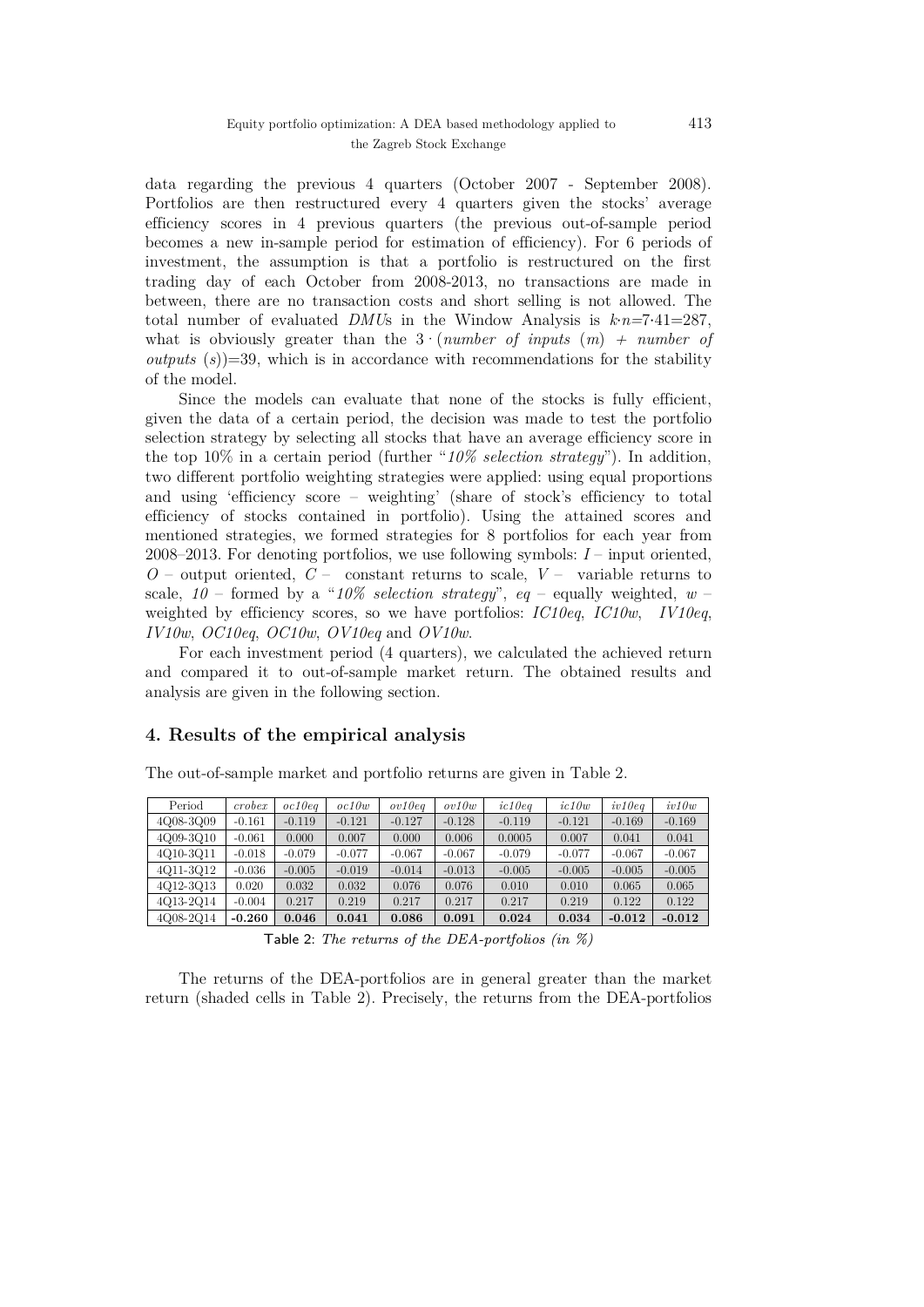data regarding the previous 4 quarters (October 2007 - September 2008). Portfolios are then restructured every 4 quarters given the stocks' average efficiency scores in 4 previous quarters (the previous out-of-sample period becomes a new in-sample period for estimation of efficiency). For 6 periods of investment, the assumption is that a portfolio is restructured on the first trading day of each October from 2008-2013, no transactions are made in between, there are no transaction costs and short selling is not allowed. The total number of evaluated *DMU*s in the Window Analysis is $k{\cdot}n$=7·41=287, what is obviously greater than the $3 \cdot$ (*number of inputs* ($m$) + *number of outputs* ($s$))=39, which is in accordance with recommendations for the stability of the model.

Since the models can evaluate that none of the stocks is fully efficient, given the data of a certain period, the decision was made to test the portfolio selection strategy by selecting all stocks that have an average efficiency score in the top 10% in a certain period (further "*10% selection strategy*"). In addition, two different portfolio weighting strategies were applied: using equal proportions and using 'efficiency score – weighting' (share of stock's efficiency to total efficiency of stocks contained in portfolio). Using the attained scores and mentioned strategies, we formed strategies for 8 portfolios for each year from 2008–2013. For denoting portfolios, we use following symbols: *I* – input oriented, *O* – output oriented, *C* – constant returns to scale, *V* – variable returns to scale, *10* – formed by a "*10% selection strategy*", *eq* – equally weighted, *w* – weighted by efficiency scores, so we have portfolios: *IC10eq*, *IC10w*, *IV10eq*, *IV10w*, *OC10eq*, *OC10w*, *OV10eq* and *OV10w*.

For each investment period (4 quarters), we calculated the achieved return and compared it to out-of-sample market return. The obtained results and analysis are given in the following section.

## 4. Results of the empirical analysis

The out-of-sample market and portfolio returns are given in Table 2.

| Period | *crobex* | *oc10eq* | *oc10w* | *ov10eq* | *ov10w* | *ic10eq* | *ic10w* | *iv10eq* | *iv10w* |
|---|---|---|---|---|---|---|---|---|---|
| 4Q08-3Q09 | -0.161 | -0.119 | -0.121 | -0.127 | -0.128 | -0.119 | -0.121 | -0.169 | -0.169 |
| 4Q09-3Q10 | -0.061 | 0.000 | 0.007 | 0.000 | 0.006 | 0.0005 | 0.007 | 0.041 | 0.041 |
| 4Q10-3Q11 | -0.018 | -0.079 | -0.077 | -0.067 | -0.067 | -0.079 | -0.077 | -0.067 | -0.067 |
| 4Q11-3Q12 | -0.036 | -0.005 | -0.019 | -0.014 | -0.013 | -0.005 | -0.005 | -0.005 | -0.005 |
| 4Q12-3Q13 | 0.020 | 0.032 | 0.032 | 0.076 | 0.076 | 0.010 | 0.010 | 0.065 | 0.065 |
| 4Q13-2Q14 | -0.004 | 0.217 | 0.219 | 0.217 | 0.217 | 0.217 | 0.219 | 0.122 | 0.122 |
| 4Q08-2Q14 | **-0.260** | **0.046** | **0.041** | **0.086** | **0.091** | **0.024** | **0.034** | **-0.012** | **-0.012** |

Table 2: *The returns of the DEA-portfolios (in %)*

The returns of the DEA-portfolios are in general greater than the market return (shaded cells in Table 2). Precisely, the returns from the DEA-portfolios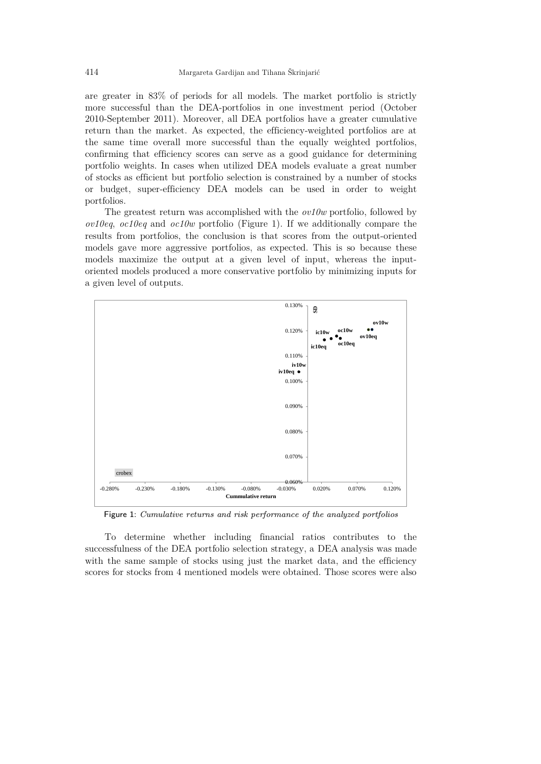are greater in 83% of periods for all models. The market portfolio is strictly more successful than the DEA-portfolios in one investment period (October 2010-September 2011). Moreover, all DEA portfolios have a greater cumulative return than the market. As expected, the efficiency-weighted portfolios are at the same time overall more successful than the equally weighted portfolios, confirming that efficiency scores can serve as a good guidance for determining portfolio weights. In cases when utilized DEA models evaluate a great number of stocks as efficient but portfolio selection is constrained by a number of stocks or budget, super-efficiency DEA models can be used in order to weight portfolios.

The greatest return was accomplished with the *ov10w* portfolio, followed by *ov10eq*, *oc10eq* and *oc10w* portfolio (Figure 1). If we additionally compare the results from portfolios, the conclusion is that scores from the output-oriented models gave more aggressive portfolios, as expected. This is so because these models maximize the output at a given level of input, whereas the input-oriented models produced a more conservative portfolio by minimizing inputs for a given level of outputs.

SD
0.130%
0.120%
0.110%
0.100%
0.090%
0.080%
0.070%
0.060%
-0.280% -0.230% -0.180% -0.130% -0.080% -0.030% 0.020% 0.070% 0.120%
Cummulative return
crobex
ov10w
ov10eq
oc10w
oc10eq
ic10w
ic10eq
iv10w
iv10eq

Figure 1: *Cumulative returns and risk performance of the analyzed portfolios*

To determine whether including financial ratios contributes to the successfulness of the DEA portfolio selection strategy, a DEA analysis was made with the same sample of stocks using just the market data, and the efficiency scores for stocks from 4 mentioned models were obtained. Those scores were also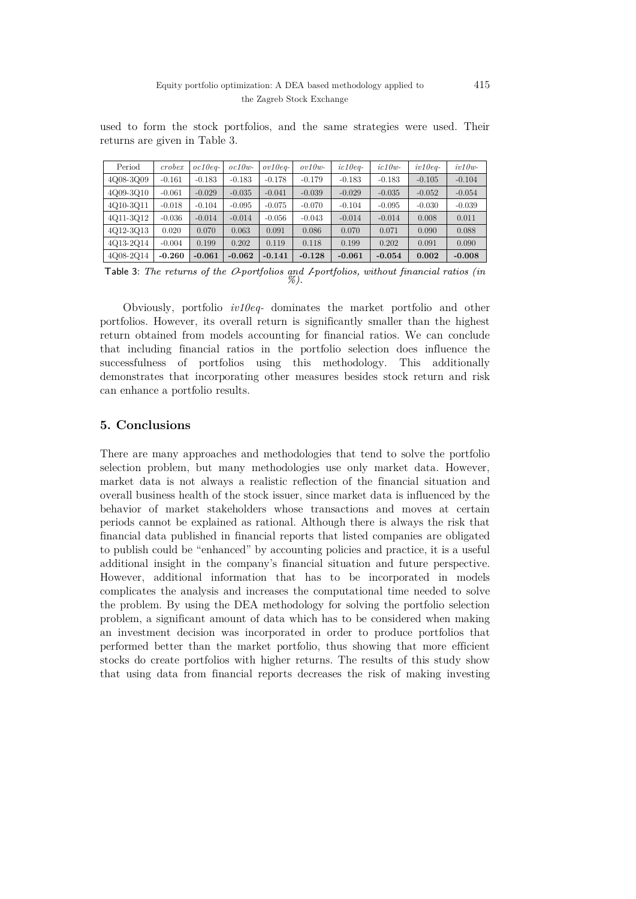used to form the stock portfolios, and the same strategies were used. Their returns are given in Table 3.

| Period | *crobex* | *oc10eq-* | *oc10w-* | *ov10eq-* | *ov10w-* | *ic10eq-* | *ic10w-* | *iv10eq-* | *iv10w-* |
|---|---|---|---|---|---|---|---|---|---|
| 4Q08-3Q09 | -0.161 | -0.183 | -0.183 | -0.178 | -0.179 | -0.183 | -0.183 | -0.105 | -0.104 |
| 4Q09-3Q10 | -0.061 | -0.029 | -0.035 | -0.041 | -0.039 | -0.029 | -0.035 | -0.052 | -0.054 |
| 4Q10-3Q11 | -0.018 | -0.104 | -0.095 | -0.075 | -0.070 | -0.104 | -0.095 | -0.030 | -0.039 |
| 4Q11-3Q12 | -0.036 | -0.014 | -0.014 | -0.056 | -0.043 | -0.014 | -0.014 | 0.008 | 0.011 |
| 4Q12-3Q13 | 0.020 | 0.070 | 0.063 | 0.091 | 0.086 | 0.070 | 0.071 | 0.090 | 0.088 |
| 4Q13-2Q14 | -0.004 | 0.199 | 0.202 | 0.119 | 0.118 | 0.199 | 0.202 | 0.091 | 0.090 |
| 4Q08-2Q14 | **-0.260** | **-0.061** | **-0.062** | **-0.141** | **-0.128** | **-0.061** | **-0.054** | **0.002** | **-0.008** |

Table 3: *The returns of the O-portfolios and I-portfolios, without financial ratios (in %).*

Obviously, portfolio *iv10eq-* dominates the market portfolio and other portfolios. However, its overall return is significantly smaller than the highest return obtained from models accounting for financial ratios. We can conclude that including financial ratios in the portfolio selection does influence the successfulness of portfolios using this methodology. This additionally demonstrates that incorporating other measures besides stock return and risk can enhance a portfolio results.

## 5. Conclusions

There are many approaches and methodologies that tend to solve the portfolio selection problem, but many methodologies use only market data. However, market data is not always a realistic reflection of the financial situation and overall business health of the stock issuer, since market data is influenced by the behavior of market stakeholders whose transactions and moves at certain periods cannot be explained as rational. Although there is always the risk that financial data published in financial reports that listed companies are obligated to publish could be "enhanced" by accounting policies and practice, it is a useful additional insight in the company's financial situation and future perspective. However, additional information that has to be incorporated in models complicates the analysis and increases the computational time needed to solve the problem. By using the DEA methodology for solving the portfolio selection problem, a significant amount of data which has to be considered when making an investment decision was incorporated in order to produce portfolios that performed better than the market portfolio, thus showing that more efficient stocks do create portfolios with higher returns. The results of this study show that using data from financial reports decreases the risk of making investing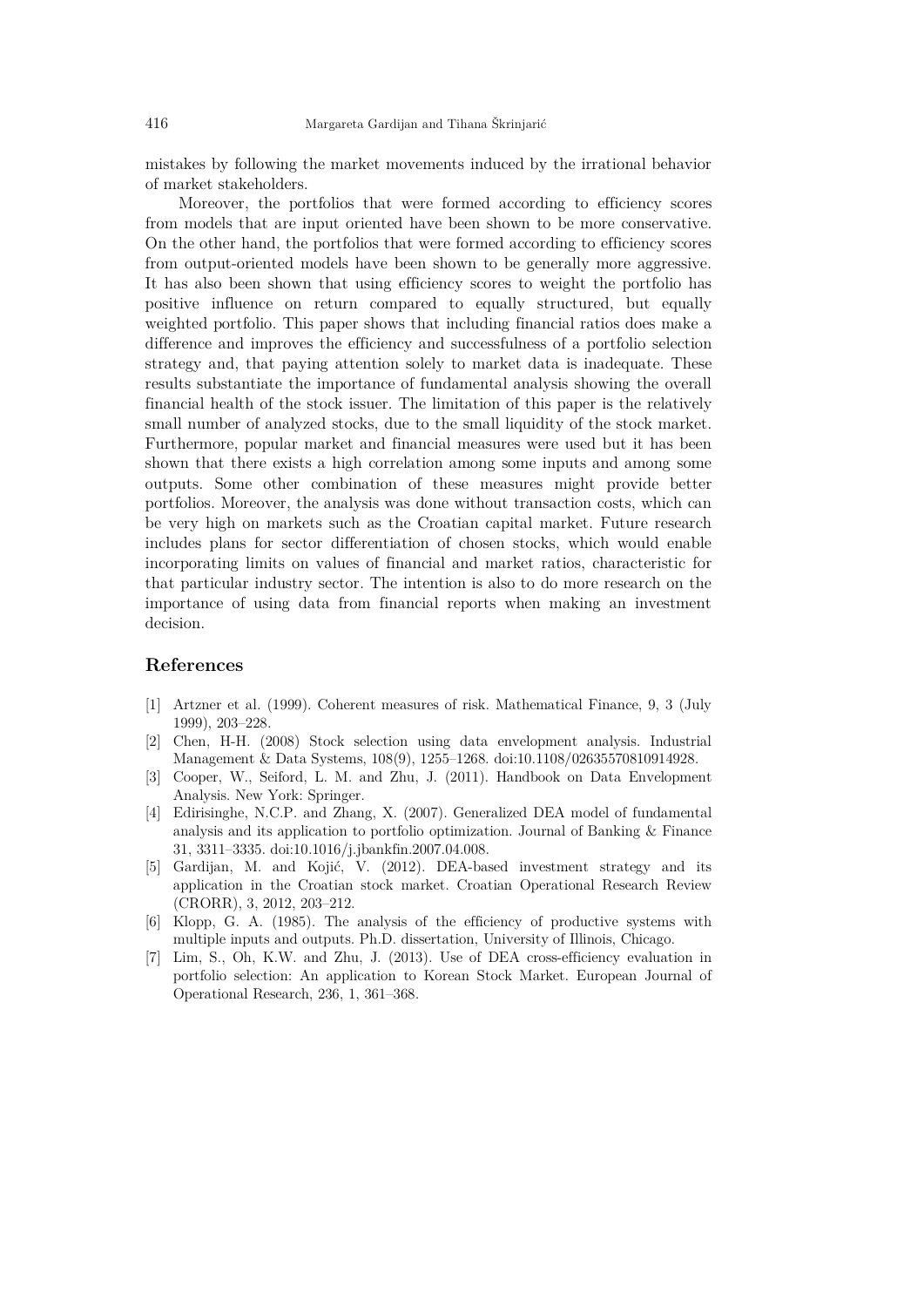mistakes by following the market movements induced by the irrational behavior of market stakeholders.

Moreover, the portfolios that were formed according to efficiency scores from models that are input oriented have been shown to be more conservative. On the other hand, the portfolios that were formed according to efficiency scores from output-oriented models have been shown to be generally more aggressive. It has also been shown that using efficiency scores to weight the portfolio has positive influence on return compared to equally structured, but equally weighted portfolio. This paper shows that including financial ratios does make a difference and improves the efficiency and successfulness of a portfolio selection strategy and, that paying attention solely to market data is inadequate. These results substantiate the importance of fundamental analysis showing the overall financial health of the stock issuer. The limitation of this paper is the relatively small number of analyzed stocks, due to the small liquidity of the stock market. Furthermore, popular market and financial measures were used but it has been shown that there exists a high correlation among some inputs and among some outputs. Some other combination of these measures might provide better portfolios. Moreover, the analysis was done without transaction costs, which can be very high on markets such as the Croatian capital market. Future research includes plans for sector differentiation of chosen stocks, which would enable incorporating limits on values of financial and market ratios, characteristic for that particular industry sector. The intention is also to do more research on the importance of using data from financial reports when making an investment decision.

## References

[1] Artzner et al. (1999). Coherent measures of risk. Mathematical Finance, 9, 3 (July 1999), 203–228.

[2] Chen, H-H. (2008) Stock selection using data envelopment analysis. Industrial Management & Data Systems, 108(9), 1255–1268. doi:10.1108/02635570810914928.

[3] Cooper, W., Seiford, L. M. and Zhu, J. (2011). Handbook on Data Envelopment Analysis. New York: Springer.

[4] Edirisinghe, N.C.P. and Zhang, X. (2007). Generalized DEA model of fundamental analysis and its application to portfolio optimization. Journal of Banking & Finance 31, 3311–3335. doi:10.1016/j.jbankfin.2007.04.008.

[5] Gardijan, M. and Kojić, V. (2012). DEA-based investment strategy and its application in the Croatian stock market. Croatian Operational Research Review (CRORR), 3, 2012, 203–212.

[6] Klopp, G. A. (1985). The analysis of the efficiency of productive systems with multiple inputs and outputs. Ph.D. dissertation, University of Illinois, Chicago.

[7] Lim, S., Oh, K.W. and Zhu, J. (2013). Use of DEA cross-efficiency evaluation in portfolio selection: An application to Korean Stock Market. European Journal of Operational Research, 236, 1, 361–368.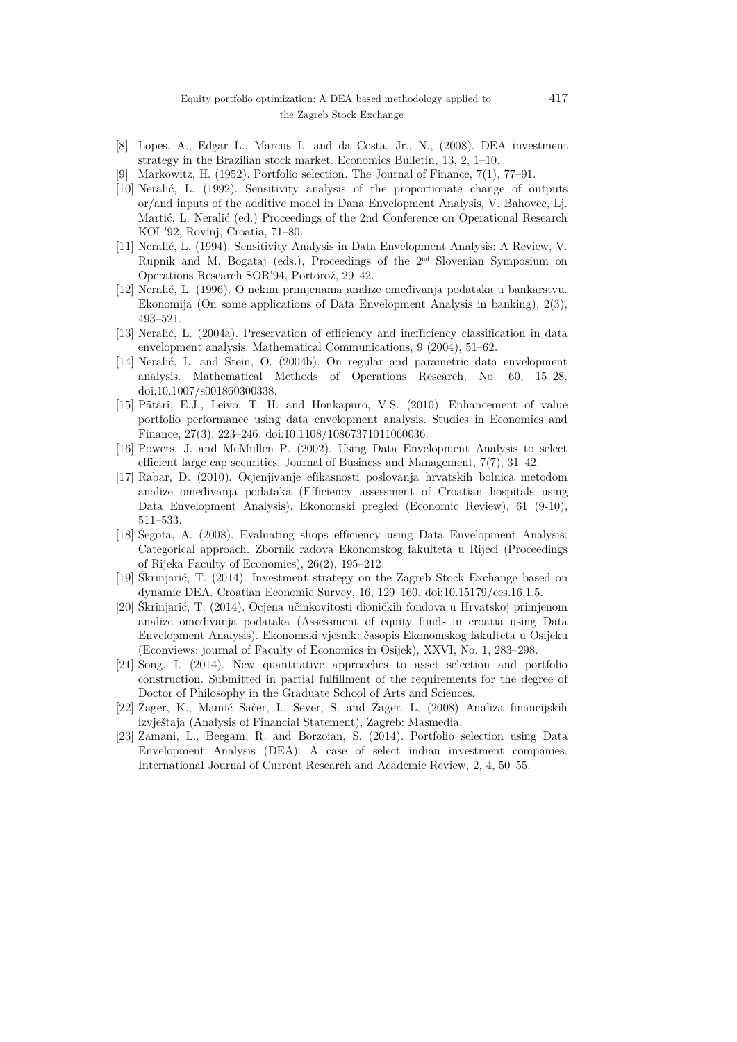[8] Lopes, A., Edgar L., Marcus L. and da Costa, Jr., N., (2008). DEA investment strategy in the Brazilian stock market. Economics Bulletin, 13, 2, 1–10.

[9] Markowitz, H. (1952). Portfolio selection. The Journal of Finance, 7(1), 77–91.

[10] Neralić, L. (1992). Sensitivity analysis of the proportionate change of outputs or/and inputs of the additive model in Dana Envelopment Analysis, V. Bahovec, Lj. Martić, L. Neralić (ed.) Proceedings of the 2nd Conference on Operational Research KOI '92, Rovinj, Croatia, 71–80.

[11] Neralić, L. (1994). Sensitivity Analysis in Data Envelopment Analysis: A Review, V. Rupnik and M. Bogataj (eds.), Proceedings of the 2nd Slovenian Symposium on Operations Research SOR'94, Portorož, 29–42.

[12] Neralić, L. (1996). O nekim primjenama analize omeđivanja podataka u bankarstvu. Ekonomija (On some applications of Data Envelopment Analysis in banking), 2(3), 493–521.

[13] Neralić, L. (2004a). Preservation of efficiency and inefficiency classification in data envelopment analysis. Mathematical Communications, 9 (2004), 51–62.

[14] Neralić, L. and Stein, O. (2004b). On regular and parametric data envelopment analysis. Mathematical Methods of Operations Research, No. 60, 15–28. doi:10.1007/s001860300338.

[15] Pätäri, E.J., Leivo, T. H. and Honkapuro, V.S. (2010). Enhancement of value portfolio performance using data envelopment analysis. Studies in Economics and Finance, 27(3), 223–246. doi:10.1108/10867371011060036.

[16] Powers, J. and McMullen P. (2002). Using Data Envelopment Analysis to select efficient large cap securities. Journal of Business and Management, 7(7), 31–42.

[17] Rabar, D. (2010). Ocjenjivanje efikasnosti poslovanja hrvatskih bolnica metodom analize omeđivanja podataka (Efficiency assessment of Croatian hospitals using Data Envelopment Analysis). Ekonomski pregled (Economic Review), 61 (9-10), 511–533.

[18] Šegota, A. (2008). Evaluating shops efficiency using Data Envelopment Analysis: Categorical approach. Zbornik radova Ekonomskog fakulteta u Rijeci (Proceedings of Rijeka Faculty of Economics), 26(2), 195–212.

[19] Škrinjarić, T. (2014). Investment strategy on the Zagreb Stock Exchange based on dynamic DEA. Croatian Economic Survey, 16, 129–160. doi:10.15179/ces.16.1.5.

[20] Škrinjarić, T. (2014). Ocjena učinkovitosti dioničkih fondova u Hrvatskoj primjenom analize omeđivanja podataka (Assessment of equity funds in croatia using Data Envelopment Analysis). Ekonomski vjesnik: časopis Ekonomskog fakulteta u Osijeku (Econviews: journal of Faculty of Economics in Osijek), XXVI, No. 1, 283–298.

[21] Song, I. (2014). New quantitative approaches to asset selection and portfolio construction. Submitted in partial fulfillment of the requirements for the degree of Doctor of Philosophy in the Graduate School of Arts and Sciences.

[22] Žager, K., Mamić Sačer, I., Sever, S. and Žager. L. (2008) Analiza financijskih izvještaja (Analysis of Financial Statement), Zagreb: Masmedia.

[23] Zamani, L., Beegam, R. and Borzoian, S. (2014). Portfolio selection using Data Envelopment Analysis (DEA): A case of select indian investment companies. International Journal of Current Research and Academic Review, 2, 4, 50–55.